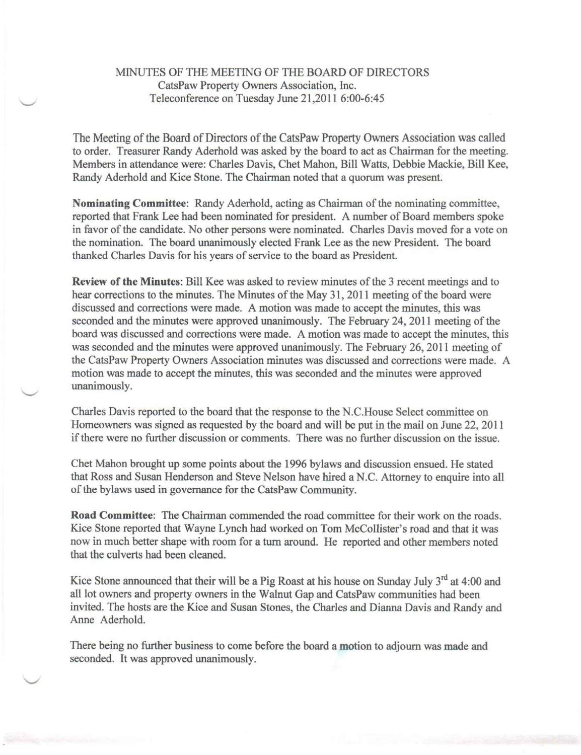MINUTES OF THE MEETING OF THE BOARD OF DIRECTORS
CatsPaw Property Owners Association, Inc.
Teleconference on Tuesday June 21,2011 6:00-6:45

The Meeting of the Board of Directors of the CatsPaw Property Owners Association was called to order. Treasurer Randy Aderhold was asked by the board to act as Chairman for the meeting. Members in attendance were: Charles Davis, Chet Mahon, Bill Watts, Debbie Mackie, Bill Kee, Randy Aderhold and Kice Stone. The Chairman noted that a quorum was present.

**Nominating Committee**: Randy Aderhold, acting as Chairman of the nominating committee, reported that Frank Lee had been nominated for president. A number of Board members spoke in favor of the candidate. No other persons were nominated. Charles Davis moved for a vote on the nomination. The board unanimously elected Frank Lee as the new President. The board thanked Charles Davis for his years of service to the board as President.

**Review of the Minutes**: Bill Kee was asked to review minutes of the 3 recent meetings and to hear corrections to the minutes. The Minutes of the May 31, 2011 meeting of the board were discussed and corrections were made. A motion was made to accept the minutes, this was seconded and the minutes were approved unanimously. The February 24, 2011 meeting of the board was discussed and corrections were made. A motion was made to accept the minutes, this was seconded and the minutes were approved unanimously. The February 26, 2011 meeting of the CatsPaw Property Owners Association minutes was discussed and corrections were made. A motion was made to accept the minutes, this was seconded and the minutes were approved unanimously.

Charles Davis reported to the board that the response to the N.C.House Select committee on Homeowners was signed as requested by the board and will be put in the mail on June 22, 2011 if there were no further discussion or comments. There was no further discussion on the issue.

Chet Mahon brought up some points about the 1996 bylaws and discussion ensued. He stated that Ross and Susan Henderson and Steve Nelson have hired a N.C. Attorney to enquire into all of the bylaws used in governance for the CatsPaw Community.

**Road Committee**: The Chairman commended the road committee for their work on the roads. Kice Stone reported that Wayne Lynch had worked on Tom McCollister's road and that it was now in much better shape with room for a turn around. He reported and other members noted that the culverts had been cleaned.

Kice Stone announced that their will be a Pig Roast at his house on Sunday July 3rd at 4:00 and all lot owners and property owners in the Walnut Gap and CatsPaw communities had been invited. The hosts are the Kice and Susan Stones, the Charles and Dianna Davis and Randy and Anne Aderhold.

There being no further business to come before the board a motion to adjourn was made and seconded. It was approved unanimously.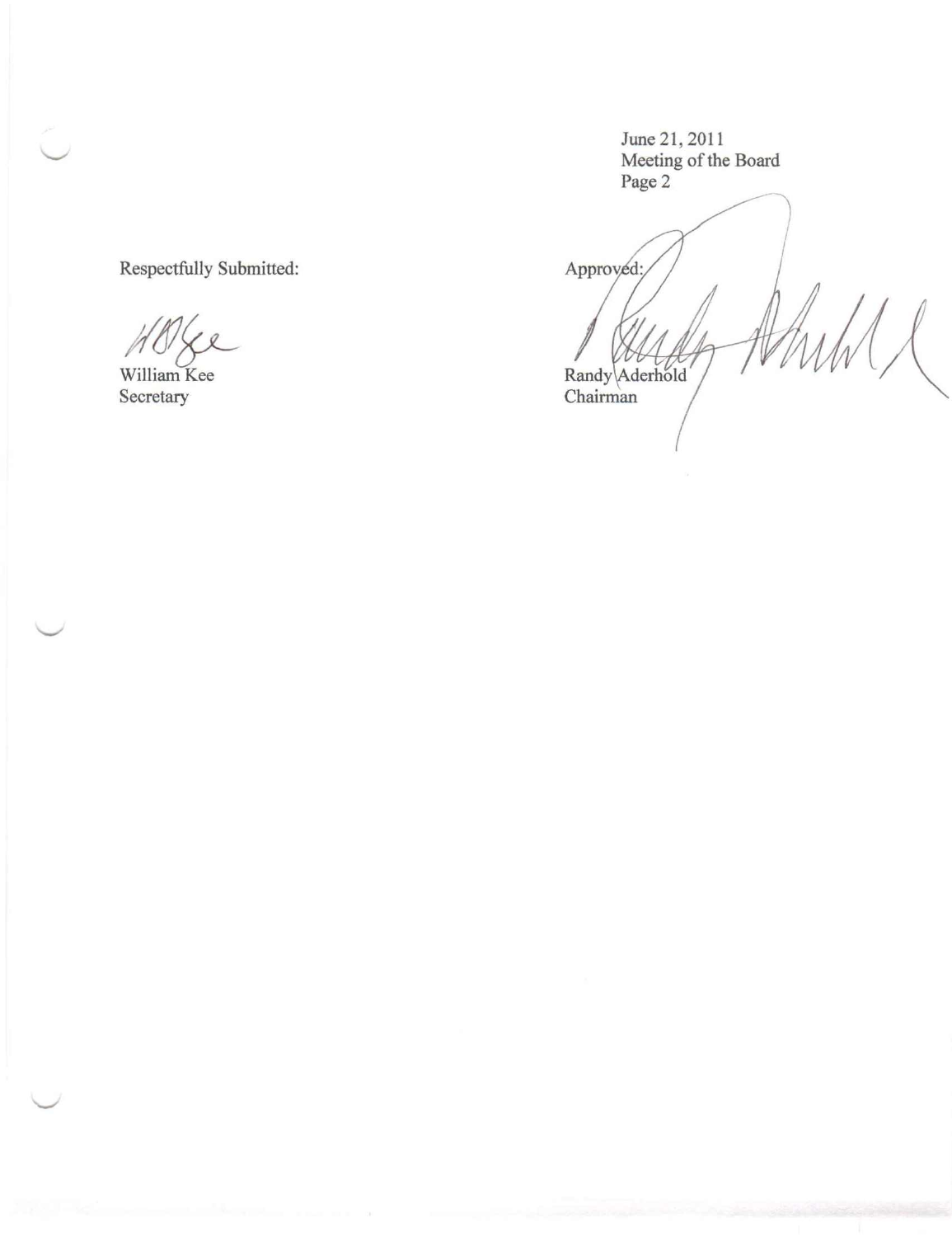Respectfully Submitted:

William Kee
Secretary

Approved:

Randy Aderhold
Chairman